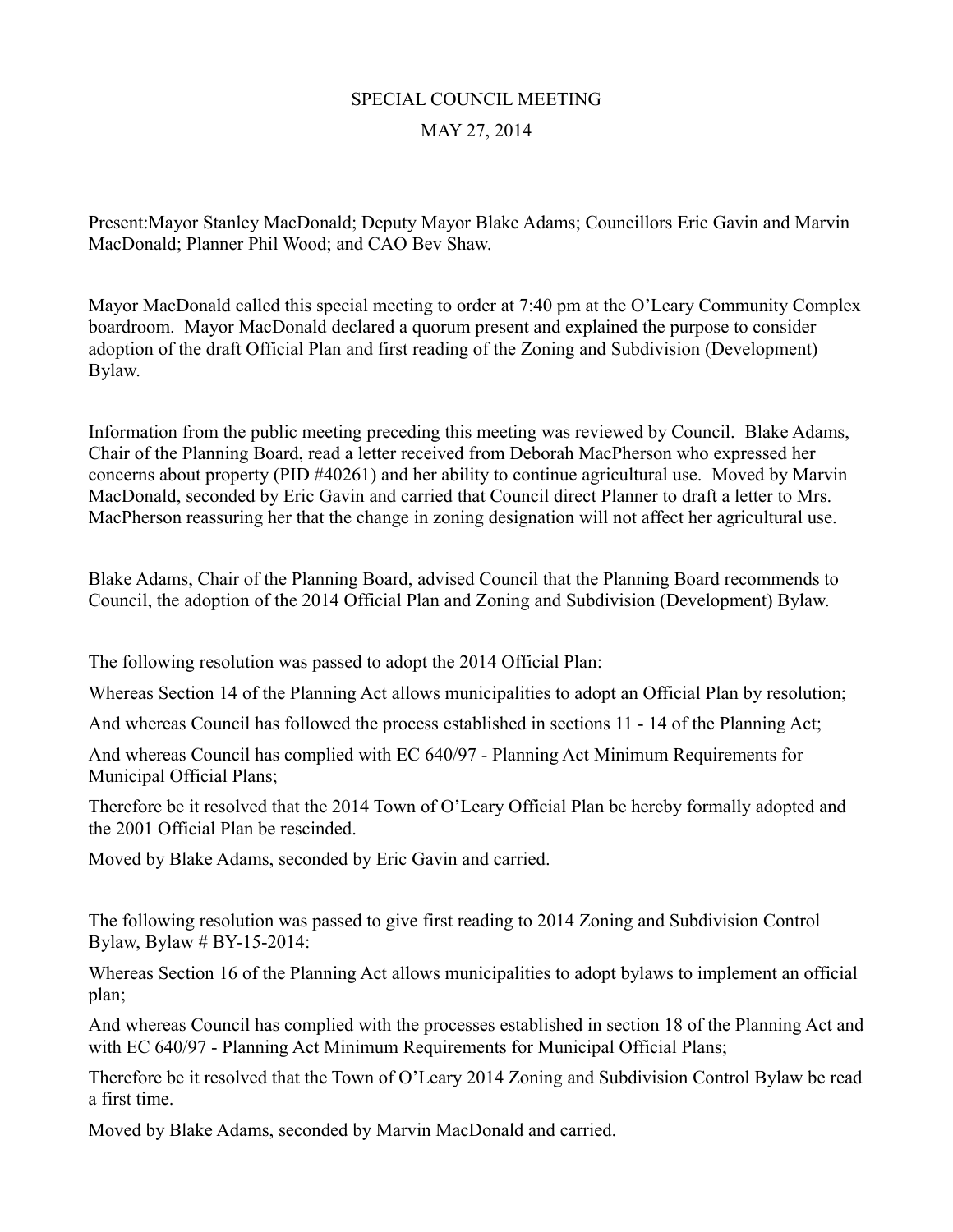# SPECIAL COUNCIL MEETING

## MAY 27, 2014

Present:Mayor Stanley MacDonald; Deputy Mayor Blake Adams; Councillors Eric Gavin and Marvin MacDonald; Planner Phil Wood; and CAO Bev Shaw.

Mayor MacDonald called this special meeting to order at 7:40 pm at the O'Leary Community Complex boardroom. Mayor MacDonald declared a quorum present and explained the purpose to consider adoption of the draft Official Plan and first reading of the Zoning and Subdivision (Development) Bylaw.

Information from the public meeting preceding this meeting was reviewed by Council. Blake Adams, Chair of the Planning Board, read a letter received from Deborah MacPherson who expressed her concerns about property (PID #40261) and her ability to continue agricultural use. Moved by Marvin MacDonald, seconded by Eric Gavin and carried that Council direct Planner to draft a letter to Mrs. MacPherson reassuring her that the change in zoning designation will not affect her agricultural use.

Blake Adams, Chair of the Planning Board, advised Council that the Planning Board recommends to Council, the adoption of the 2014 Official Plan and Zoning and Subdivision (Development) Bylaw.

The following resolution was passed to adopt the 2014 Official Plan:

Whereas Section 14 of the Planning Act allows municipalities to adopt an Official Plan by resolution;

And whereas Council has followed the process established in sections 11 - 14 of the Planning Act;

And whereas Council has complied with EC 640/97 - Planning Act Minimum Requirements for Municipal Official Plans;

Therefore be it resolved that the 2014 Town of O'Leary Official Plan be hereby formally adopted and the 2001 Official Plan be rescinded.

Moved by Blake Adams, seconded by Eric Gavin and carried.

The following resolution was passed to give first reading to 2014 Zoning and Subdivision Control Bylaw, Bylaw # BY-15-2014:

Whereas Section 16 of the Planning Act allows municipalities to adopt bylaws to implement an official plan;

And whereas Council has complied with the processes established in section 18 of the Planning Act and with EC 640/97 - Planning Act Minimum Requirements for Municipal Official Plans;

Therefore be it resolved that the Town of O'Leary 2014 Zoning and Subdivision Control Bylaw be read a first time.

Moved by Blake Adams, seconded by Marvin MacDonald and carried.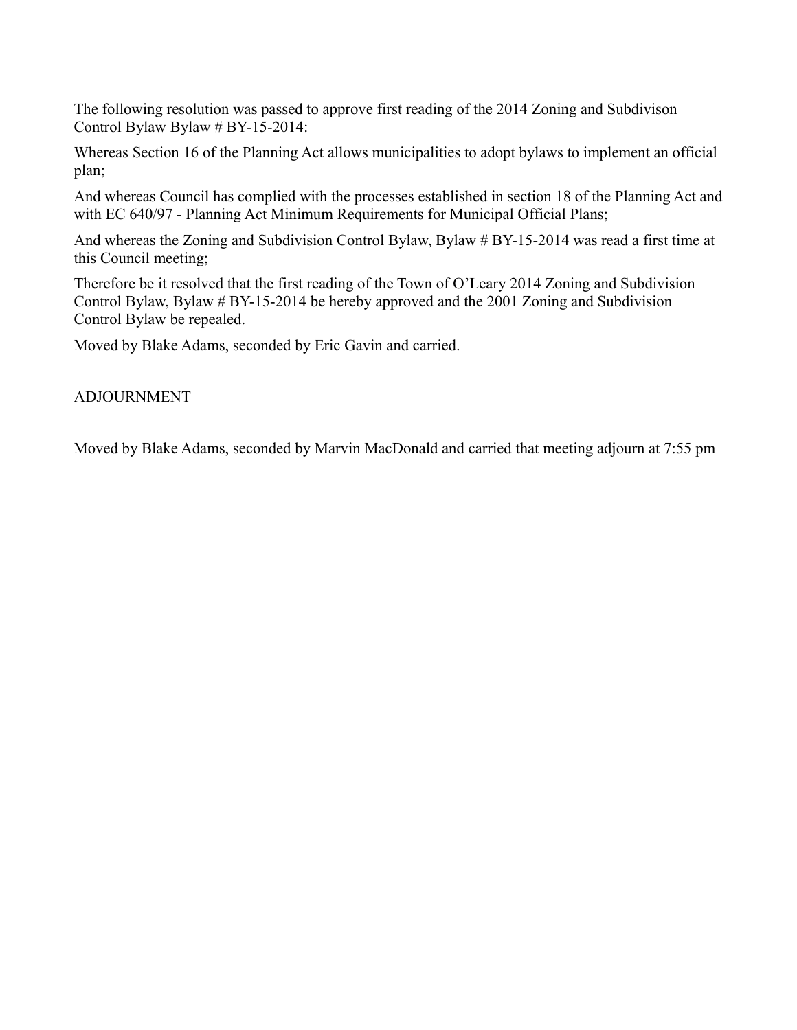The following resolution was passed to approve first reading of the 2014 Zoning and Subdivison Control Bylaw Bylaw # BY-15-2014:

Whereas Section 16 of the Planning Act allows municipalities to adopt bylaws to implement an official plan;

And whereas Council has complied with the processes established in section 18 of the Planning Act and with EC 640/97 - Planning Act Minimum Requirements for Municipal Official Plans;

And whereas the Zoning and Subdivision Control Bylaw, Bylaw # BY-15-2014 was read a first time at this Council meeting;

Therefore be it resolved that the first reading of the Town of O'Leary 2014 Zoning and Subdivision Control Bylaw, Bylaw # BY-15-2014 be hereby approved and the 2001 Zoning and Subdivision Control Bylaw be repealed.

Moved by Blake Adams, seconded by Eric Gavin and carried.

ADJOURNMENT

Moved by Blake Adams, seconded by Marvin MacDonald and carried that meeting adjourn at 7:55 pm